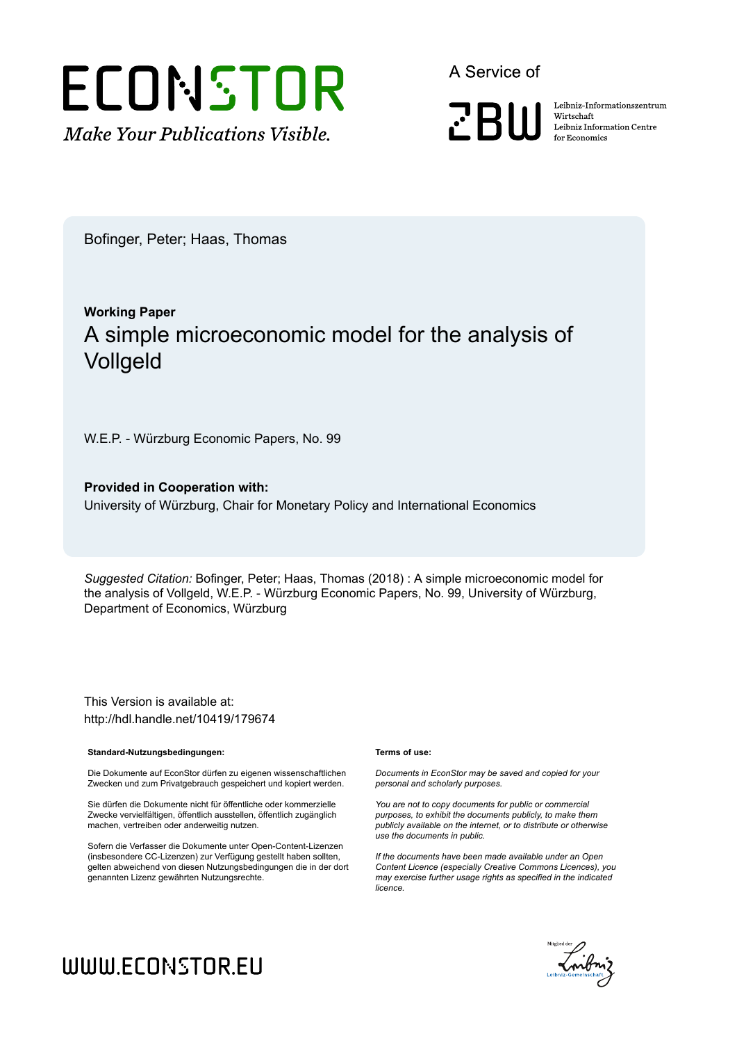ECONSTOR *Make Your Publications Visible.*

A Service of

ZBW Leibniz-Informationszentrum Wirtschaft Leibniz Information Centre for Economics

Bofinger, Peter; Haas, Thomas

**Working Paper**

# A simple microeconomic model for the analysis of Vollgeld

W.E.P. - Würzburg Economic Papers, No. 99

**Provided in Cooperation with:**
University of Würzburg, Chair for Monetary Policy and International Economics

*Suggested Citation:* Bofinger, Peter; Haas, Thomas (2018) : A simple microeconomic model for the analysis of Vollgeld, W.E.P. - Würzburg Economic Papers, No. 99, University of Würzburg, Department of Economics, Würzburg

This Version is available at:
http://hdl.handle.net/10419/179674

**Standard-Nutzungsbedingungen:**

Die Dokumente auf EconStor dürfen zu eigenen wissenschaftlichen Zwecken und zum Privatgebrauch gespeichert und kopiert werden.

Sie dürfen die Dokumente nicht für öffentliche oder kommerzielle Zwecke vervielfältigen, öffentlich ausstellen, öffentlich zugänglich machen, vertreiben oder anderweitig nutzen.

Sofern die Verfasser die Dokumente unter Open-Content-Lizenzen (insbesondere CC-Lizenzen) zur Verfügung gestellt haben sollten, gelten abweichend von diesen Nutzungsbedingungen die in der dort genannten Lizenz gewährten Nutzungsrechte.

**Terms of use:**

*Documents in EconStor may be saved and copied for your personal and scholarly purposes.*

*You are not to copy documents for public or commercial purposes, to exhibit the documents publicly, to make them publicly available on the internet, or to distribute or otherwise use the documents in public.*

*If the documents have been made available under an Open Content Licence (especially Creative Commons Licences), you may exercise further usage rights as specified in the indicated licence.*

WWW.ECONSTOR.EU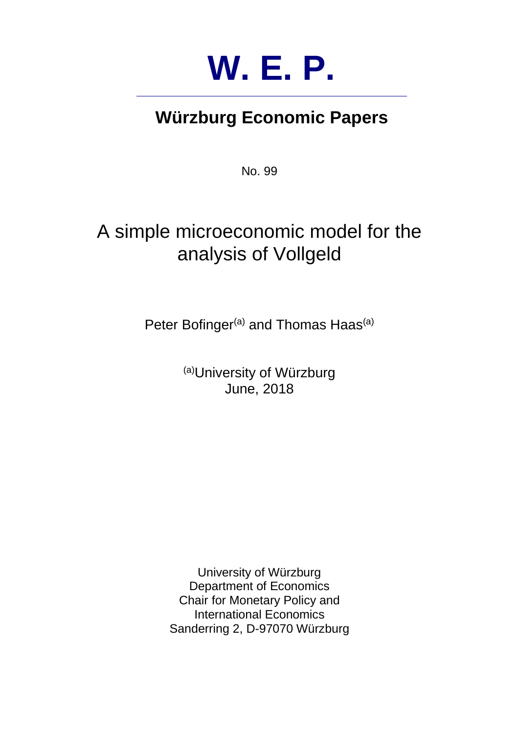# W. E. P.

## Würzburg Economic Papers

No. 99

# A simple microeconomic model for the analysis of Vollgeld

Peter Bofinger[a] and Thomas Haas[a]

[a]University of Würzburg
June, 2018

University of Würzburg
Department of Economics
Chair for Monetary Policy and
International Economics
Sanderring 2, D-97070 Würzburg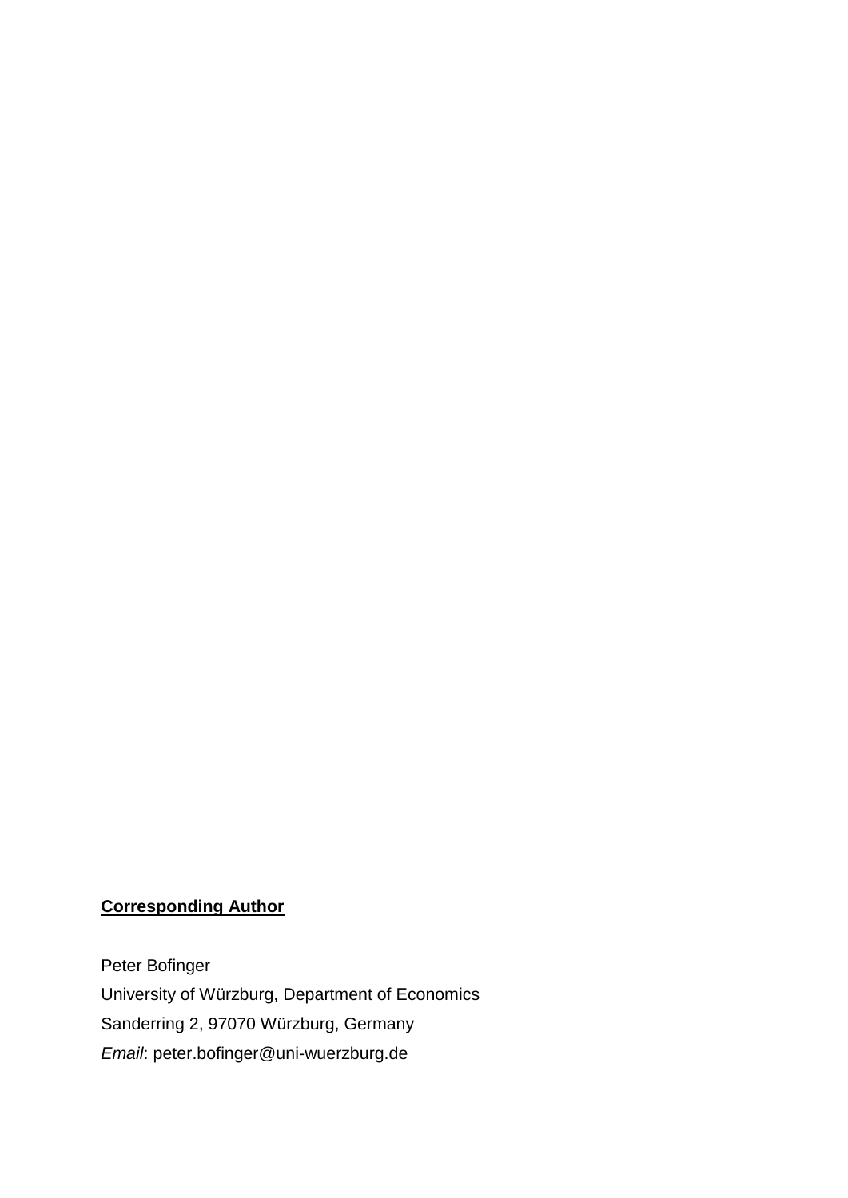**Corresponding Author**

Peter Bofinger
University of Würzburg, Department of Economics
Sanderring 2, 97070 Würzburg, Germany
*Email*: peter.bofinger@uni-wuerzburg.de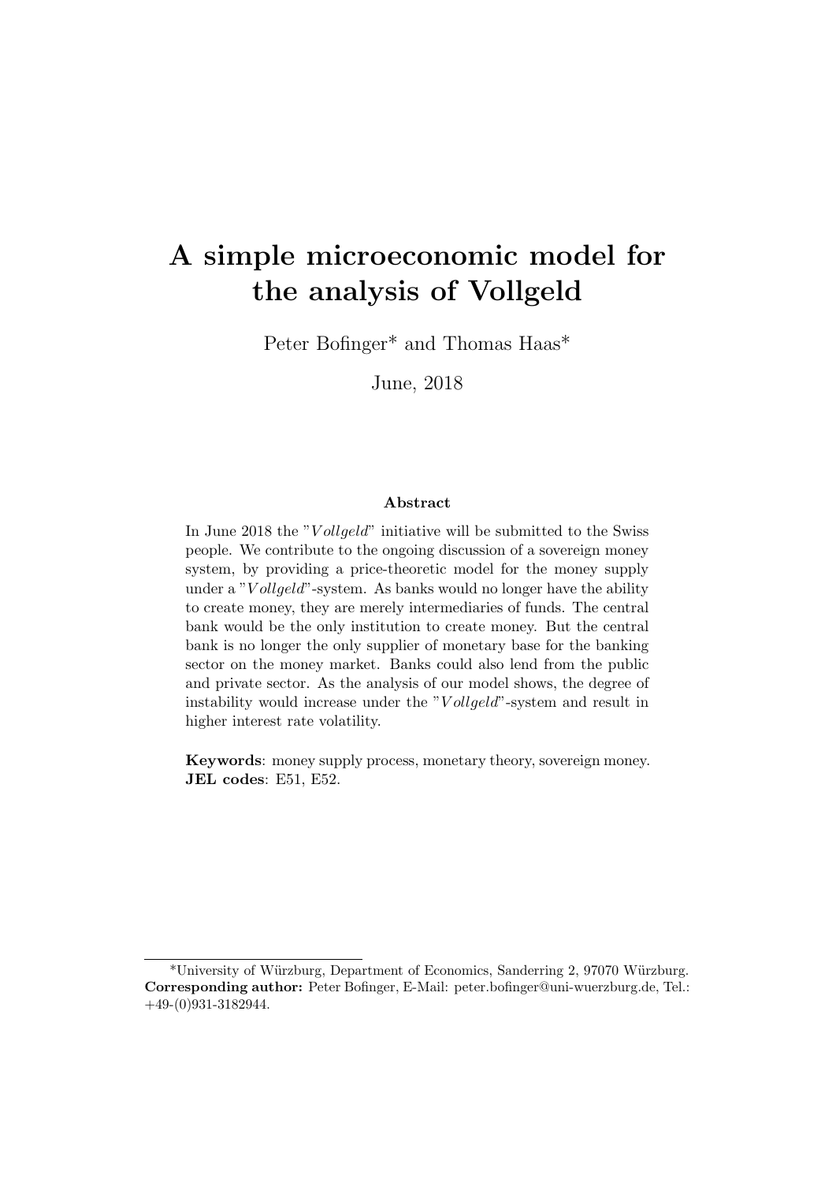# A simple microeconomic model for the analysis of Vollgeld

Peter Bofinger* and Thomas Haas*

June, 2018

**Abstract**

In June 2018 the "$Vollgeld$" initiative will be submitted to the Swiss people. We contribute to the ongoing discussion of a sovereign money system, by providing a price-theoretic model for the money supply under a "$Vollgeld$"-system. As banks would no longer have the ability to create money, they are merely intermediaries of funds. The central bank would be the only institution to create money. But the central bank is no longer the only supplier of monetary base for the banking sector on the money market. Banks could also lend from the public and private sector. As the analysis of our model shows, the degree of instability would increase under the "$Vollgeld$"-system and result in higher interest rate volatility.

**Keywords**: money supply process, monetary theory, sovereign money.
**JEL codes**: E51, E52.

*University of Würzburg, Department of Economics, Sanderring 2, 97070 Würzburg. **Corresponding author:** Peter Bofinger, E-Mail: peter.bofinger@uni-wuerzburg.de, Tel.: +49-(0)931-3182944.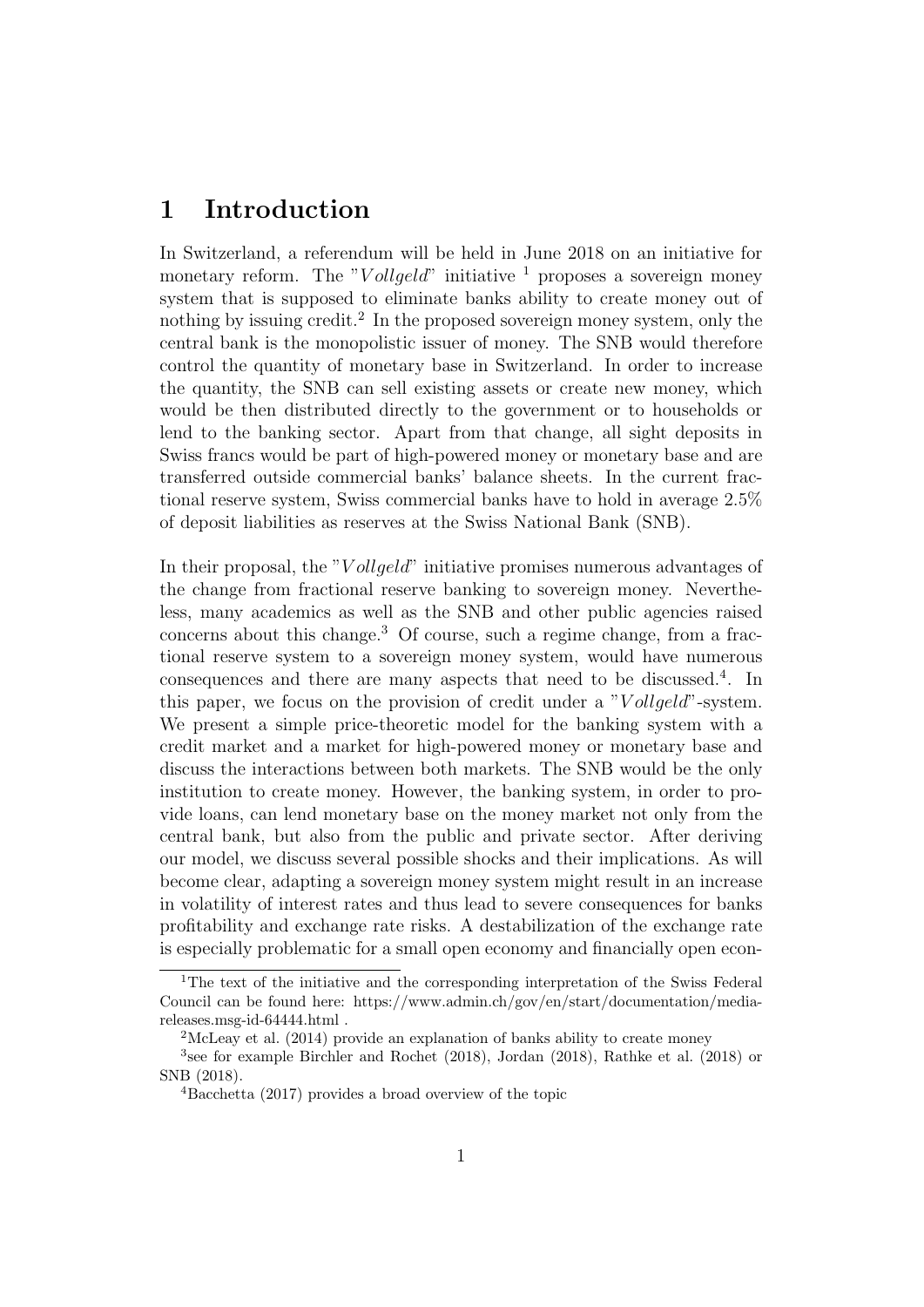# 1 Introduction

In Switzerland, a referendum will be held in June 2018 on an initiative for monetary reform. The "*Vollgeld*" initiative [1] proposes a sovereign money system that is supposed to eliminate banks ability to create money out of nothing by issuing credit.[2] In the proposed sovereign money system, only the central bank is the monopolistic issuer of money. The SNB would therefore control the quantity of monetary base in Switzerland. In order to increase the quantity, the SNB can sell existing assets or create new money, which would be then distributed directly to the government or to households or lend to the banking sector. Apart from that change, all sight deposits in Swiss francs would be part of high-powered money or monetary base and are transferred outside commercial banks' balance sheets. In the current fractional reserve system, Swiss commercial banks have to hold in average 2.5% of deposit liabilities as reserves at the Swiss National Bank (SNB).

In their proposal, the "*Vollgeld*" initiative promises numerous advantages of the change from fractional reserve banking to sovereign money. Nevertheless, many academics as well as the SNB and other public agencies raised concerns about this change.[3] Of course, such a regime change, from a fractional reserve system to a sovereign money system, would have numerous consequences and there are many aspects that need to be discussed.[4]. In this paper, we focus on the provision of credit under a "*Vollgeld*"-system. We present a simple price-theoretic model for the banking system with a credit market and a market for high-powered money or monetary base and discuss the interactions between both markets. The SNB would be the only institution to create money. However, the banking system, in order to provide loans, can lend monetary base on the money market not only from the central bank, but also from the public and private sector. After deriving our model, we discuss several possible shocks and their implications. As will become clear, adapting a sovereign money system might result in an increase in volatility of interest rates and thus lead to severe consequences for banks profitability and exchange rate risks. A destabilization of the exchange rate is especially problematic for a small open economy and financially open econ-

[1] The text of the initiative and the corresponding interpretation of the Swiss Federal Council can be found here: https://www.admin.ch/gov/en/start/documentation/media-releases.msg-id-64444.html .

[2] McLeay et al. (2014) provide an explanation of banks ability to create money

[3] see for example Birchler and Rochet (2018), Jordan (2018), Rathke et al. (2018) or SNB (2018).

[4] Bacchetta (2017) provides a broad overview of the topic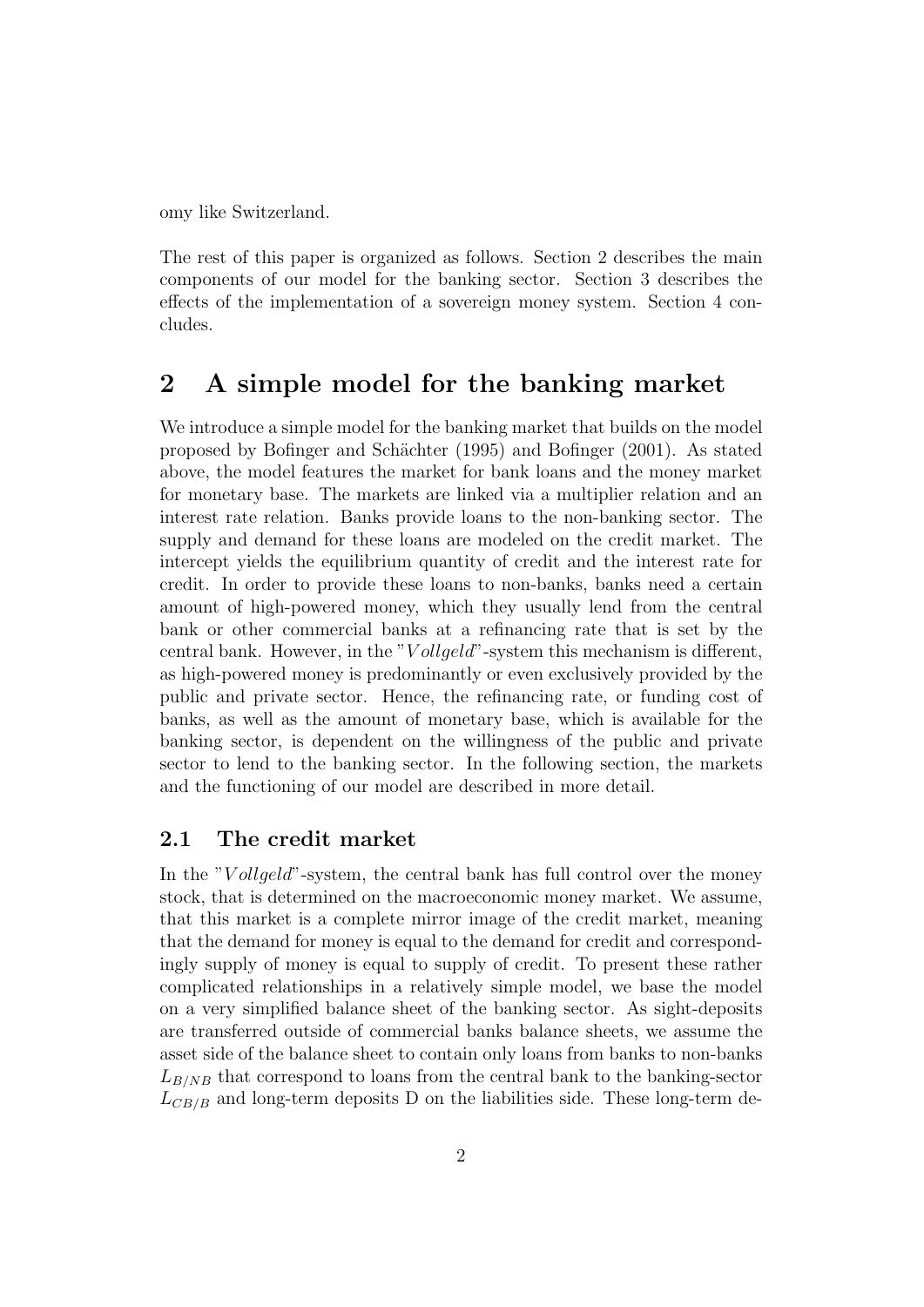omy like Switzerland.

The rest of this paper is organized as follows. Section 2 describes the main components of our model for the banking sector. Section 3 describes the effects of the implementation of a sovereign money system. Section 4 concludes.

## 2 A simple model for the banking market

We introduce a simple model for the banking market that builds on the model proposed by Bofinger and Schächter (1995) and Bofinger (2001). As stated above, the model features the market for bank loans and the money market for monetary base. The markets are linked via a multiplier relation and an interest rate relation. Banks provide loans to the non-banking sector. The supply and demand for these loans are modeled on the credit market. The intercept yields the equilibrium quantity of credit and the interest rate for credit. In order to provide these loans to non-banks, banks need a certain amount of high-powered money, which they usually lend from the central bank or other commercial banks at a refinancing rate that is set by the central bank. However, in the "*Vollgeld*"-system this mechanism is different, as high-powered money is predominantly or even exclusively provided by the public and private sector. Hence, the refinancing rate, or funding cost of banks, as well as the amount of monetary base, which is available for the banking sector, is dependent on the willingness of the public and private sector to lend to the banking sector. In the following section, the markets and the functioning of our model are described in more detail.

### 2.1 The credit market

In the "*Vollgeld*"-system, the central bank has full control over the money stock, that is determined on the macroeconomic money market. We assume, that this market is a complete mirror image of the credit market, meaning that the demand for money is equal to the demand for credit and correspondingly supply of money is equal to supply of credit. To present these rather complicated relationships in a relatively simple model, we base the model on a very simplified balance sheet of the banking sector. As sight-deposits are transferred outside of commercial banks balance sheets, we assume the asset side of the balance sheet to contain only loans from banks to non-banks $L_{B/NB}$ that correspond to loans from the central bank to the banking-sector $L_{CB/B}$ and long-term deposits D on the liabilities side. These long-term de-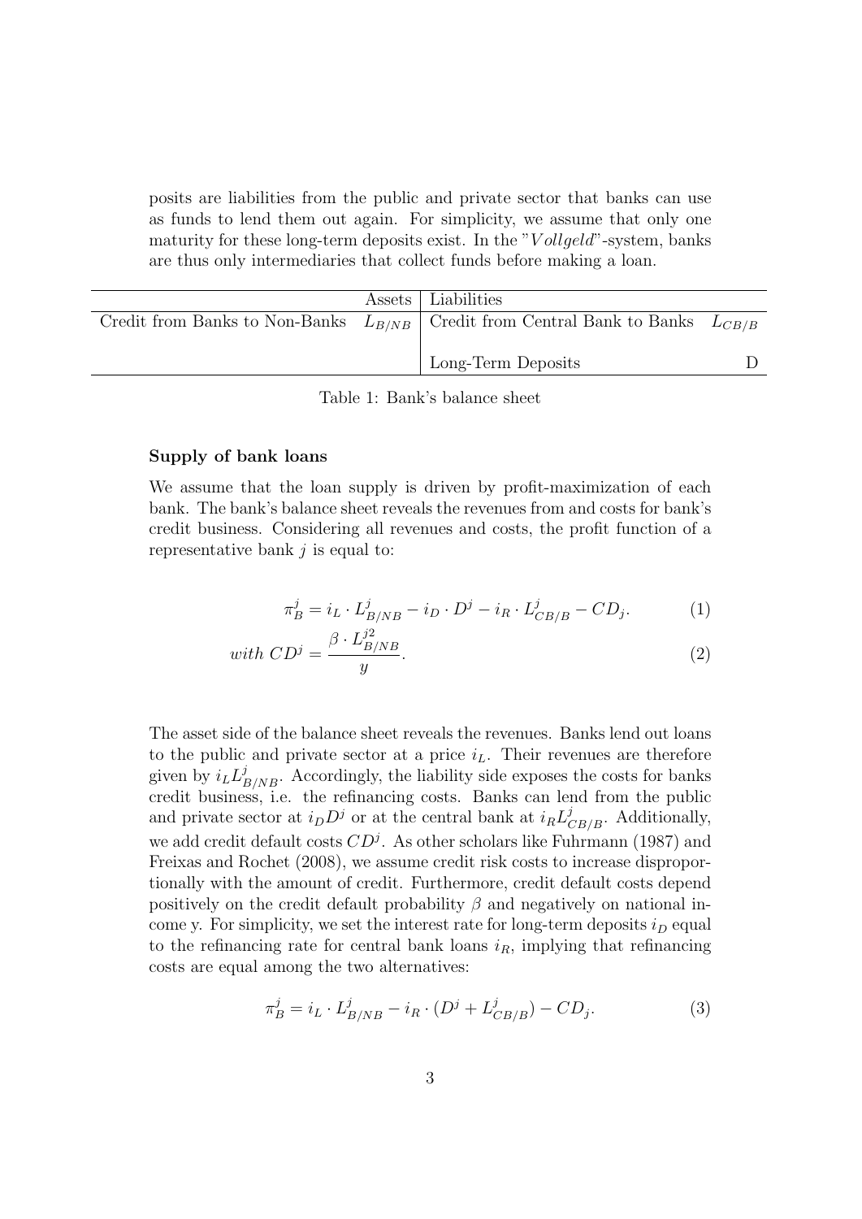posits are liabilities from the public and private sector that banks can use as funds to lend them out again. For simplicity, we assume that only one maturity for these long-term deposits exist. In the "*Vollgeld*"-system, banks are thus only intermediaries that collect funds before making a loan.

| | Assets | Liabilities | |
|---|---|---|---|
| Credit from Banks to Non-Banks | $L_{B/NB}$ | Credit from Central Bank to Banks | $L_{CB/B}$ |
| | | Long-Term Deposits | D |

Table 1: Bank's balance sheet

**Supply of bank loans**

We assume that the loan supply is driven by profit-maximization of each bank. The bank's balance sheet reveals the revenues from and costs for bank's credit business. Considering all revenues and costs, the profit function of a representative bank $j$ is equal to:

$$\pi_B^j = i_L \cdot L_{B/NB}^j - i_D \cdot D^j - i_R \cdot L_{CB/B}^j - CD_j. \tag{1}$$

$$with\ CD^j = \frac{\beta \cdot L_{B/NB}^{j2}}{y}. \tag{2}$$

The asset side of the balance sheet reveals the revenues. Banks lend out loans to the public and private sector at a price $i_L$. Their revenues are therefore given by $i_L L_{B/NB}^j$. Accordingly, the liability side exposes the costs for banks credit business, i.e. the refinancing costs. Banks can lend from the public and private sector at $i_D D^j$ or at the central bank at $i_R L_{CB/B}^j$. Additionally, we add credit default costs $CD^j$. As other scholars like Fuhrmann (1987) and Freixas and Rochet (2008), we assume credit risk costs to increase disproportionally with the amount of credit. Furthermore, credit default costs depend positively on the credit default probability $\beta$ and negatively on national income y. For simplicity, we set the interest rate for long-term deposits $i_D$ equal to the refinancing rate for central bank loans $i_R$, implying that refinancing costs are equal among the two alternatives:

$$\pi_B^j = i_L \cdot L_{B/NB}^j - i_R \cdot (D^j + L_{CB/B}^j) - CD_j. \tag{3}$$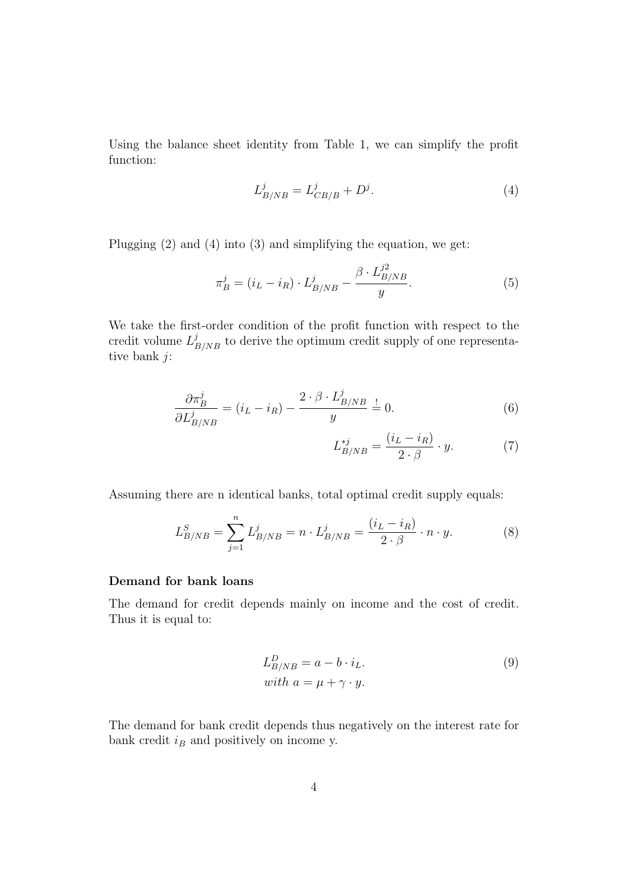Using the balance sheet identity from Table 1, we can simplify the profit function:

$$L^j_{B/NB} = L^j_{CB/B} + D^j. \tag{4}$$

Plugging (2) and (4) into (3) and simplifying the equation, we get:

$$\pi^j_B = (i_L - i_R) \cdot L^j_{B/NB} - \frac{\beta \cdot L^{j2}_{B/NB}}{y}. \tag{5}$$

We take the first-order condition of the profit function with respect to the credit volume $L^j_{B/NB}$ to derive the optimum credit supply of one representative bank $j$:

$$\frac{\partial \pi^j_B}{\partial L^j_{B/NB}} = (i_L - i_R) - \frac{2 \cdot \beta \cdot L^j_{B/NB}}{y} \stackrel{!}{=} 0. \tag{6}$$

$$L^{*j}_{B/NB} = \frac{(i_L - i_R)}{2 \cdot \beta} \cdot y. \tag{7}$$

Assuming there are n identical banks, total optimal credit supply equals:

$$L^S_{B/NB} = \sum_{j=1}^{n} L^j_{B/NB} = n \cdot L^j_{B/NB} = \frac{(i_L - i_R)}{2 \cdot \beta} \cdot n \cdot y. \tag{8}$$

**Demand for bank loans**

The demand for credit depends mainly on income and the cost of credit. Thus it is equal to:

$$L^D_{B/NB} = a - b \cdot i_L. \tag{9}$$
$$with \; a = \mu + \gamma \cdot y.$$

The demand for bank credit depends thus negatively on the interest rate for bank credit $i_B$ and positively on income y.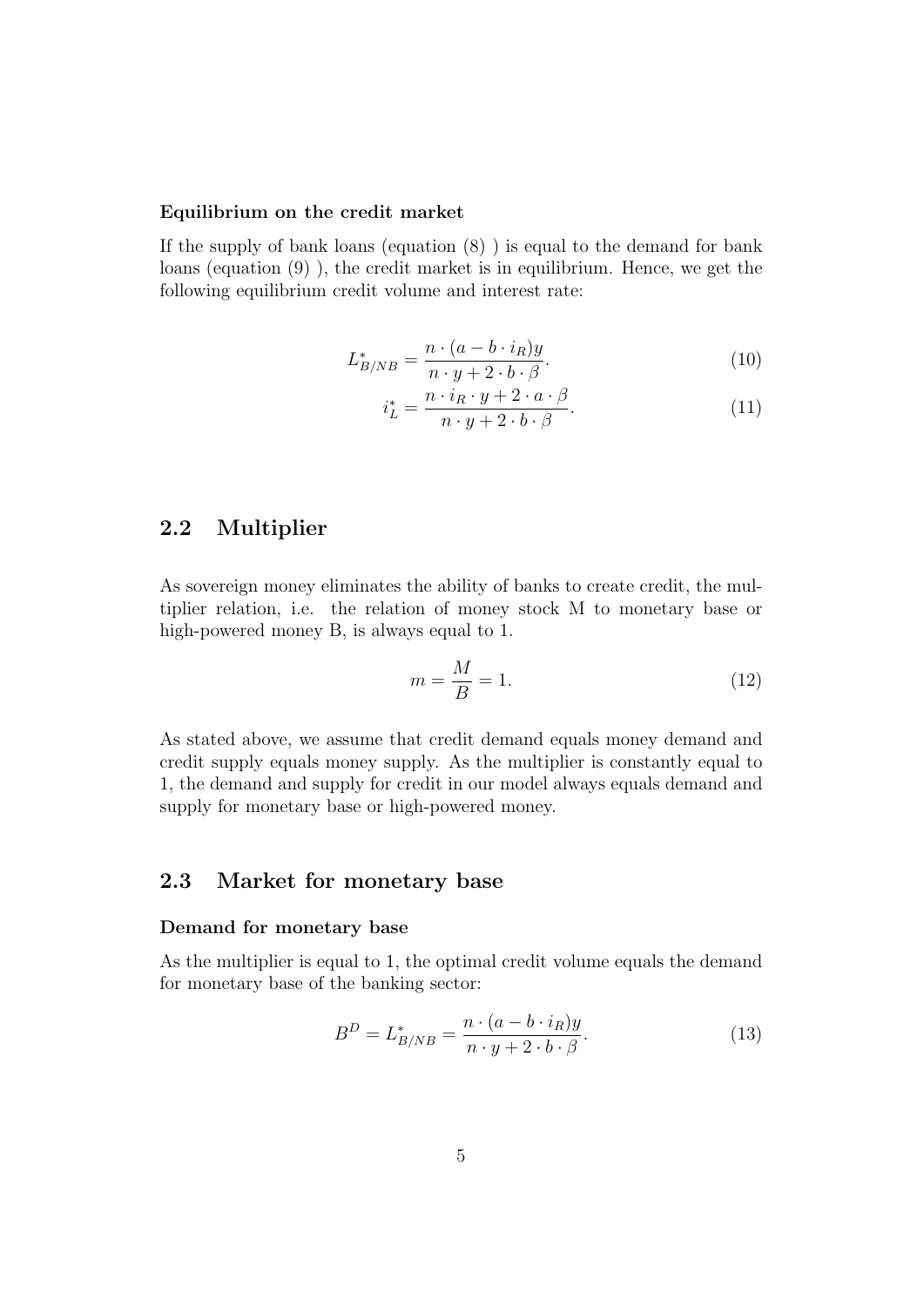**Equilibrium on the credit market**

If the supply of bank loans (equation (8) ) is equal to the demand for bank loans (equation (9) ), the credit market is in equilibrium. Hence, we get the following equilibrium credit volume and interest rate:

$$L^*_{B/NB} = \frac{n \cdot (a - b \cdot i_R)y}{n \cdot y + 2 \cdot b \cdot \beta}. \tag{10}$$

$$i^*_L = \frac{n \cdot i_R \cdot y + 2 \cdot a \cdot \beta}{n \cdot y + 2 \cdot b \cdot \beta}. \tag{11}$$

## 2.2 Multiplier

As sovereign money eliminates the ability of banks to create credit, the multiplier relation, i.e. the relation of money stock M to monetary base or high-powered money B, is always equal to 1.

$$m = \frac{M}{B} = 1. \tag{12}$$

As stated above, we assume that credit demand equals money demand and credit supply equals money supply. As the multiplier is constantly equal to 1, the demand and supply for credit in our model always equals demand and supply for monetary base or high-powered money.

## 2.3 Market for monetary base

**Demand for monetary base**

As the multiplier is equal to 1, the optimal credit volume equals the demand for monetary base of the banking sector:

$$B^D = L^*_{B/NB} = \frac{n \cdot (a - b \cdot i_R)y}{n \cdot y + 2 \cdot b \cdot \beta}. \tag{13}$$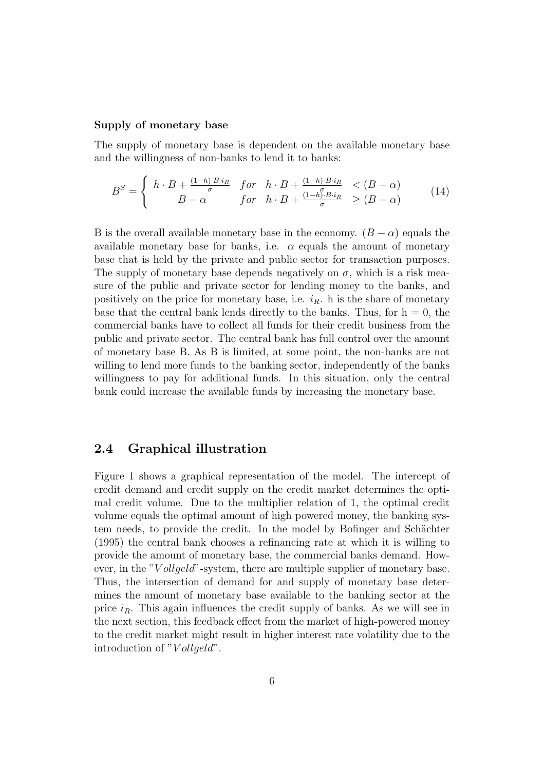**Supply of monetary base**

The supply of monetary base is dependent on the available monetary base and the willingness of non-banks to lend it to banks:

$$B^S = \begin{cases} h \cdot B + \frac{(1-h)\cdot B \cdot i_R}{\sigma} & for \quad h \cdot B + \frac{(1-h)\cdot B \cdot i_R}{\sigma} < (B - \alpha) \\ B - \alpha & for \quad h \cdot B + \frac{(1-h)\cdot B \cdot i_R}{\sigma} \geq (B - \alpha) \end{cases} \tag{14}$$

B is the overall available monetary base in the economy. $(B - \alpha)$ equals the available monetary base for banks, i.e. $\alpha$ equals the amount of monetary base that is held by the private and public sector for transaction purposes. The supply of monetary base depends negatively on $\sigma$, which is a risk measure of the public and private sector for lending money to the banks, and positively on the price for monetary base, i.e. $i_R$. h is the share of monetary base that the central bank lends directly to the banks. Thus, for h = 0, the commercial banks have to collect all funds for their credit business from the public and private sector. The central bank has full control over the amount of monetary base B. As B is limited, at some point, the non-banks are not willing to lend more funds to the banking sector, independently of the banks willingness to pay for additional funds. In this situation, only the central bank could increase the available funds by increasing the monetary base.

## 2.4 Graphical illustration

Figure 1 shows a graphical representation of the model. The intercept of credit demand and credit supply on the credit market determines the optimal credit volume. Due to the multiplier relation of 1, the optimal credit volume equals the optimal amount of high powered money, the banking system needs, to provide the credit. In the model by Bofinger and Schächter (1995) the central bank chooses a refinancing rate at which it is willing to provide the amount of monetary base, the commercial banks demand. However, in the "*Vollgeld*"-system, there are multiple supplier of monetary base. Thus, the intersection of demand for and supply of monetary base determines the amount of monetary base available to the banking sector at the price $i_R$. This again influences the credit supply of banks. As we will see in the next section, this feedback effect from the market of high-powered money to the credit market might result in higher interest rate volatility due to the introduction of "*Vollgeld*".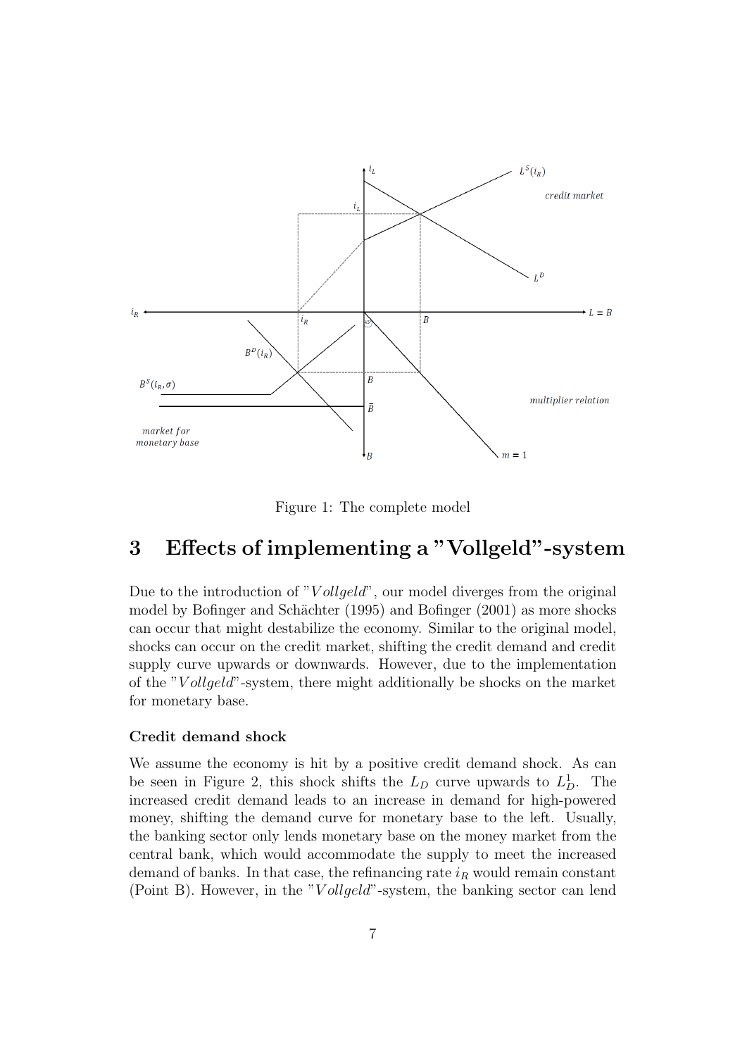Figure 1: The complete model

## 3 Effects of implementing a "Vollgeld"-system

Due to the introduction of "*Vollgeld*", our model diverges from the original model by Bofinger and Schächter (1995) and Bofinger (2001) as more shocks can occur that might destabilize the economy. Similar to the original model, shocks can occur on the credit market, shifting the credit demand and credit supply curve upwards or downwards. However, due to the implementation of the "*Vollgeld*"-system, there might additionally be shocks on the market for monetary base.

**Credit demand shock**

We assume the economy is hit by a positive credit demand shock. As can be seen in Figure 2, this shock shifts the $L_D$ curve upwards to $L_D^1$. The increased credit demand leads to an increase in demand for high-powered money, shifting the demand curve for monetary base to the left. Usually, the banking sector only lends monetary base on the money market from the central bank, which would accommodate the supply to meet the increased demand of banks. In that case, the refinancing rate $i_R$ would remain constant (Point B). However, in the "*Vollgeld*"-system, the banking sector can lend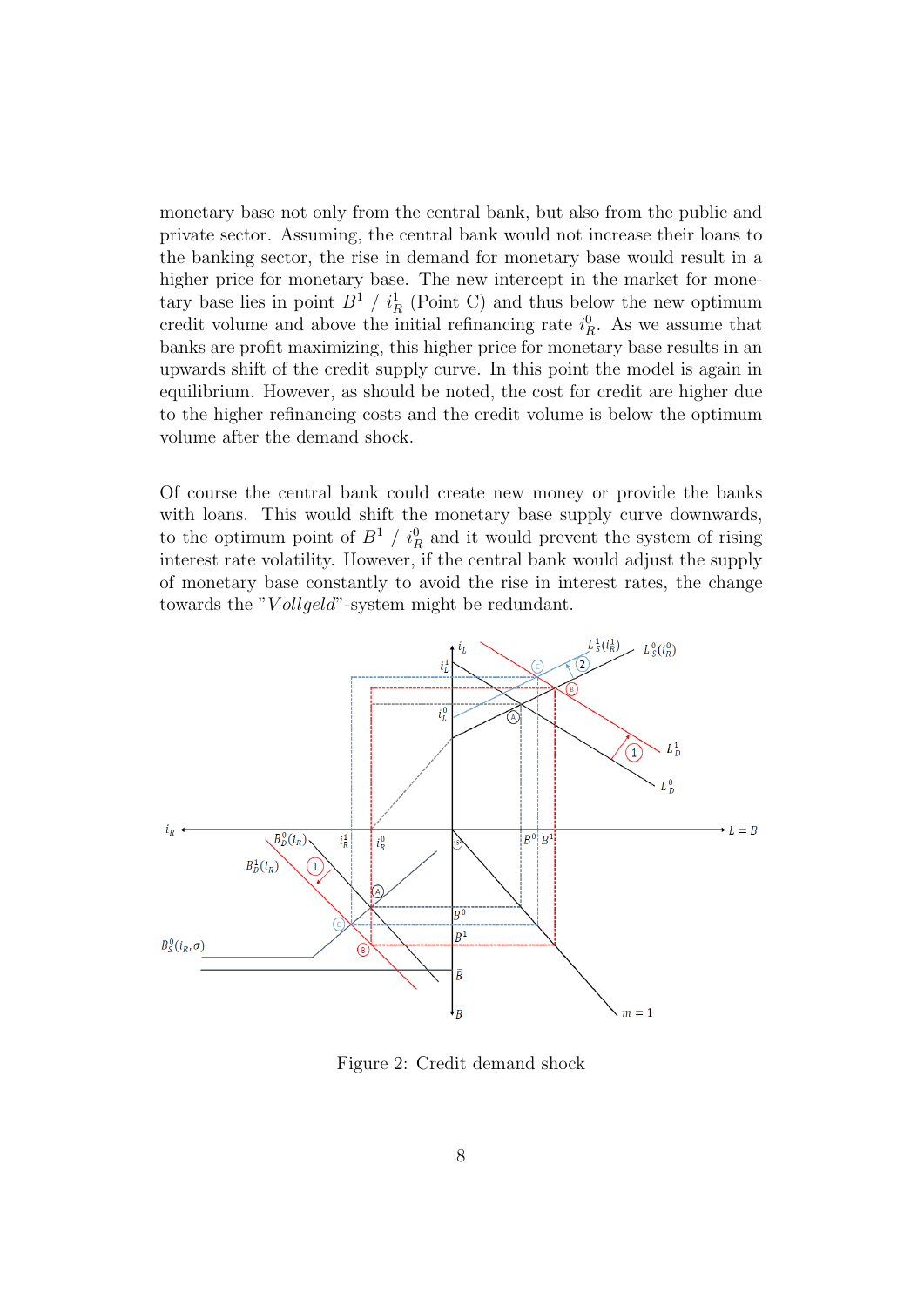monetary base not only from the central bank, but also from the public and private sector. Assuming, the central bank would not increase their loans to the banking sector, the rise in demand for monetary base would result in a higher price for monetary base. The new intercept in the market for monetary base lies in point $B^1$ / $i_R^1$ (Point C) and thus below the new optimum credit volume and above the initial refinancing rate $i_R^0$. As we assume that banks are profit maximizing, this higher price for monetary base results in an upwards shift of the credit supply curve. In this point the model is again in equilibrium. However, as should be noted, the cost for credit are higher due to the higher refinancing costs and the credit volume is below the optimum volume after the demand shock.

Of course the central bank could create new money or provide the banks with loans. This would shift the monetary base supply curve downwards, to the optimum point of $B^1$ / $i_R^0$ and it would prevent the system of rising interest rate volatility. However, if the central bank would adjust the supply of monetary base constantly to avoid the rise in interest rates, the change towards the "*Vollgeld*"-system might be redundant.

Figure 2: Credit demand shock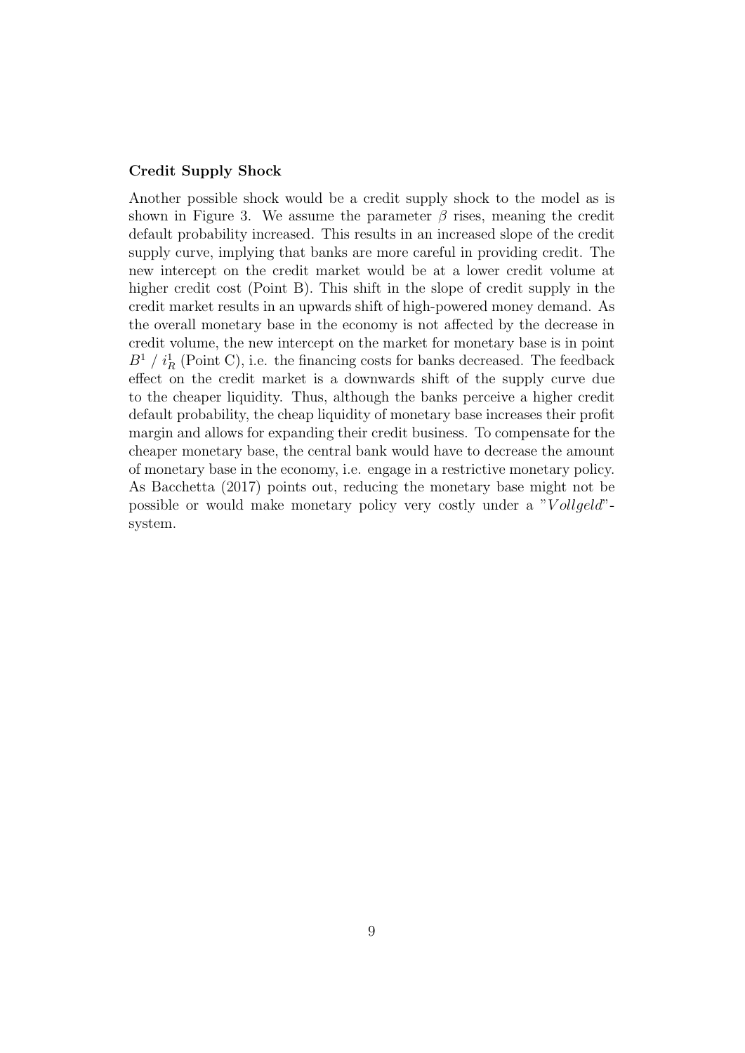**Credit Supply Shock**

Another possible shock would be a credit supply shock to the model as is shown in Figure 3. We assume the parameter $\beta$ rises, meaning the credit default probability increased. This results in an increased slope of the credit supply curve, implying that banks are more careful in providing credit. The new intercept on the credit market would be at a lower credit volume at higher credit cost (Point B). This shift in the slope of credit supply in the credit market results in an upwards shift of high-powered money demand. As the overall monetary base in the economy is not affected by the decrease in credit volume, the new intercept on the market for monetary base is in point $B^1$ / $i_R^1$ (Point C), i.e. the financing costs for banks decreased. The feedback effect on the credit market is a downwards shift of the supply curve due to the cheaper liquidity. Thus, although the banks perceive a higher credit default probability, the cheap liquidity of monetary base increases their profit margin and allows for expanding their credit business. To compensate for the cheaper monetary base, the central bank would have to decrease the amount of monetary base in the economy, i.e. engage in a restrictive monetary policy. As Bacchetta (2017) points out, reducing the monetary base might not be possible or would make monetary policy very costly under a "*Vollgeld*"-system.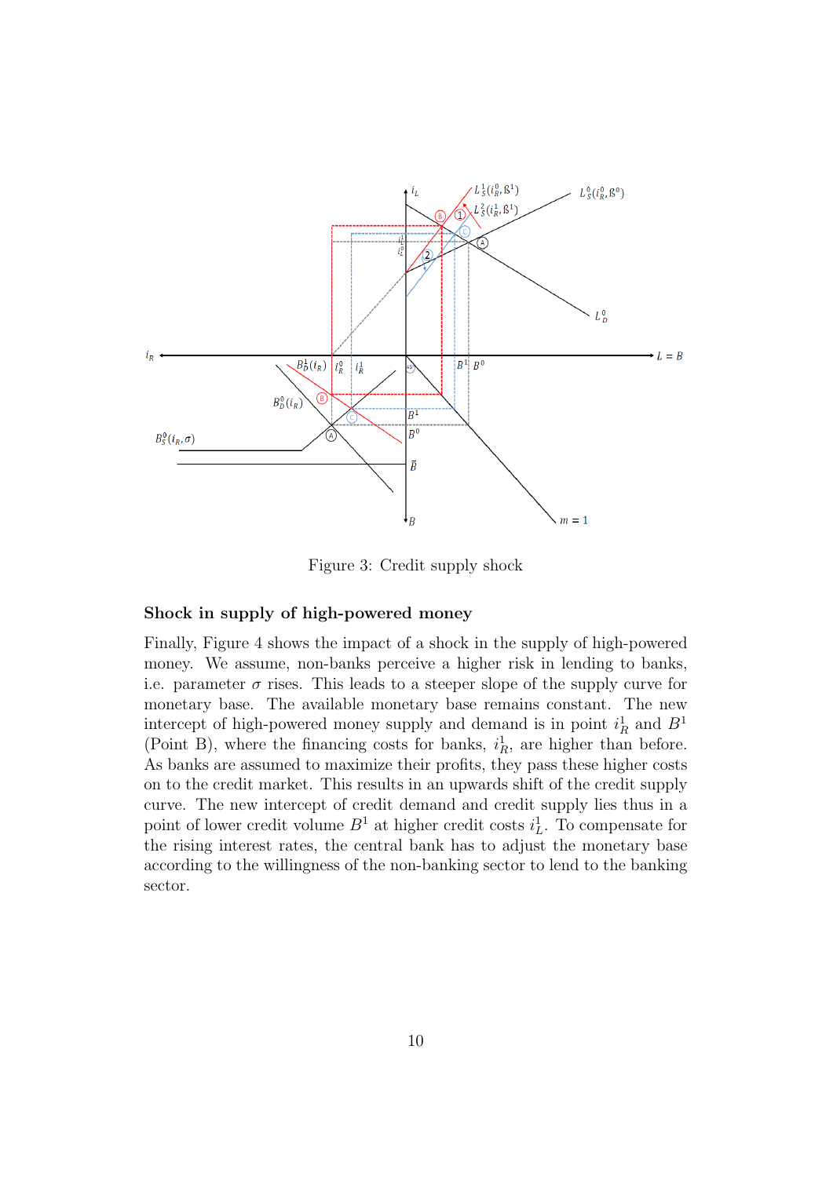Figure 3: Credit supply shock

### Shock in supply of high-powered money

Finally, Figure 4 shows the impact of a shock in the supply of high-powered money. We assume, non-banks perceive a higher risk in lending to banks, i.e. parameter $\sigma$ rises. This leads to a steeper slope of the supply curve for monetary base. The available monetary base remains constant. The new intercept of high-powered money supply and demand is in point $i_R^1$ and $B^1$ (Point B), where the financing costs for banks, $i_R^1$, are higher than before. As banks are assumed to maximize their profits, they pass these higher costs on to the credit market. This results in an upwards shift of the credit supply curve. The new intercept of credit demand and credit supply lies thus in a point of lower credit volume $B^1$ at higher credit costs $i_L^1$. To compensate for the rising interest rates, the central bank has to adjust the monetary base according to the willingness of the non-banking sector to lend to the banking sector.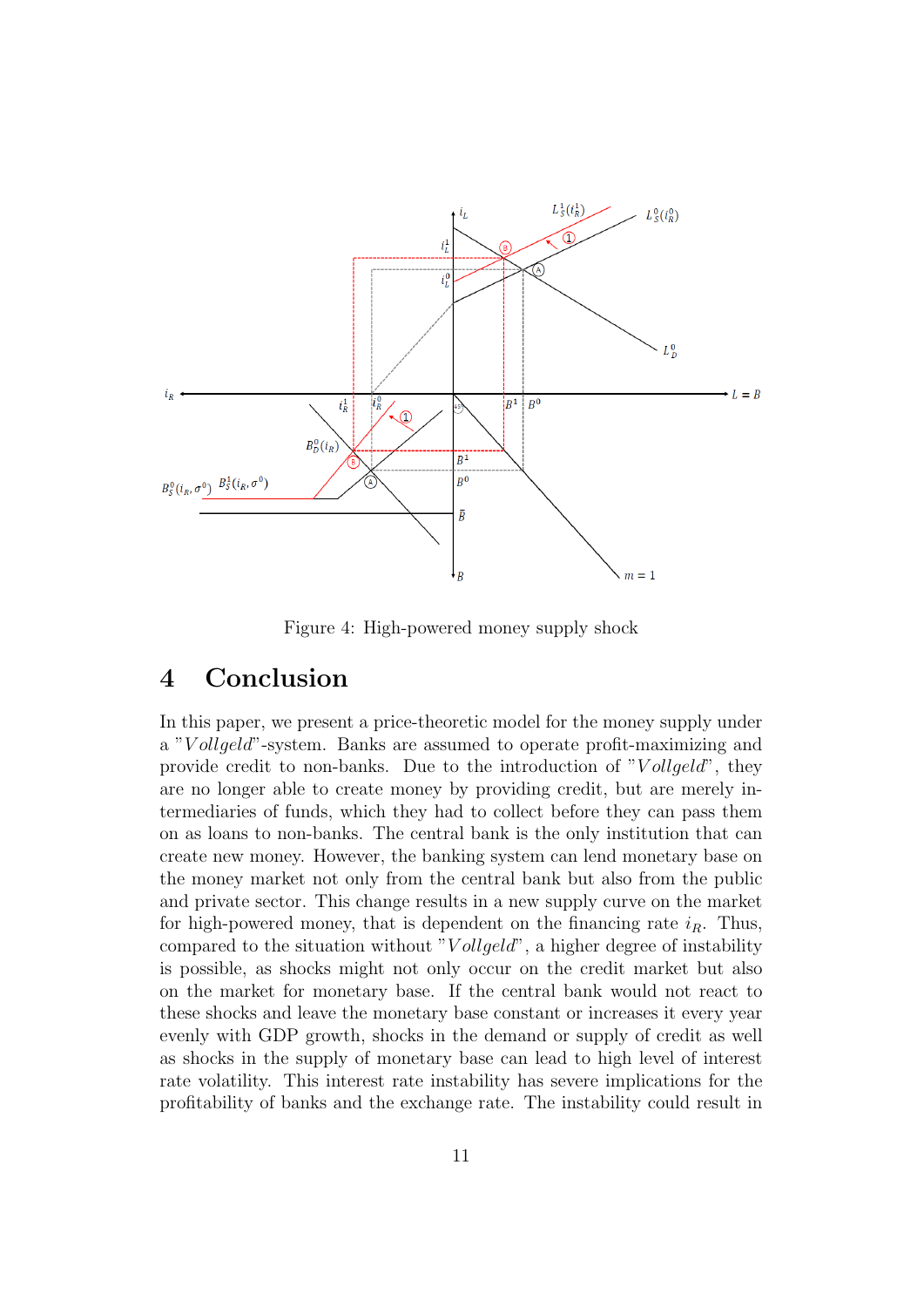Figure 4: High-powered money supply shock

# 4 Conclusion

In this paper, we present a price-theoretic model for the money supply under a "*Vollgeld*"-system. Banks are assumed to operate profit-maximizing and provide credit to non-banks. Due to the introduction of "*Vollgeld*", they are no longer able to create money by providing credit, but are merely intermediaries of funds, which they had to collect before they can pass them on as loans to non-banks. The central bank is the only institution that can create new money. However, the banking system can lend monetary base on the money market not only from the central bank but also from the public and private sector. This change results in a new supply curve on the market for high-powered money, that is dependent on the financing rate $i_R$. Thus, compared to the situation without "*Vollgeld*", a higher degree of instability is possible, as shocks might not only occur on the credit market but also on the market for monetary base. If the central bank would not react to these shocks and leave the monetary base constant or increases it every year evenly with GDP growth, shocks in the demand or supply of credit as well as shocks in the supply of monetary base can lead to high level of interest rate volatility. This interest rate instability has severe implications for the profitability of banks and the exchange rate. The instability could result in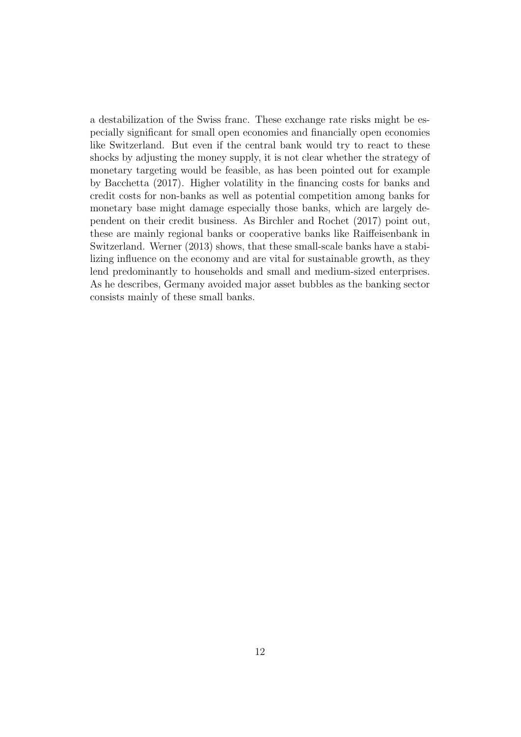a destabilization of the Swiss franc. These exchange rate risks might be especially significant for small open economies and financially open economies like Switzerland. But even if the central bank would try to react to these shocks by adjusting the money supply, it is not clear whether the strategy of monetary targeting would be feasible, as has been pointed out for example by Bacchetta (2017). Higher volatility in the financing costs for banks and credit costs for non-banks as well as potential competition among banks for monetary base might damage especially those banks, which are largely dependent on their credit business. As Birchler and Rochet (2017) point out, these are mainly regional banks or cooperative banks like Raiffeisenbank in Switzerland. Werner (2013) shows, that these small-scale banks have a stabilizing influence on the economy and are vital for sustainable growth, as they lend predominantly to households and small and medium-sized enterprises. As he describes, Germany avoided major asset bubbles as the banking sector consists mainly of these small banks.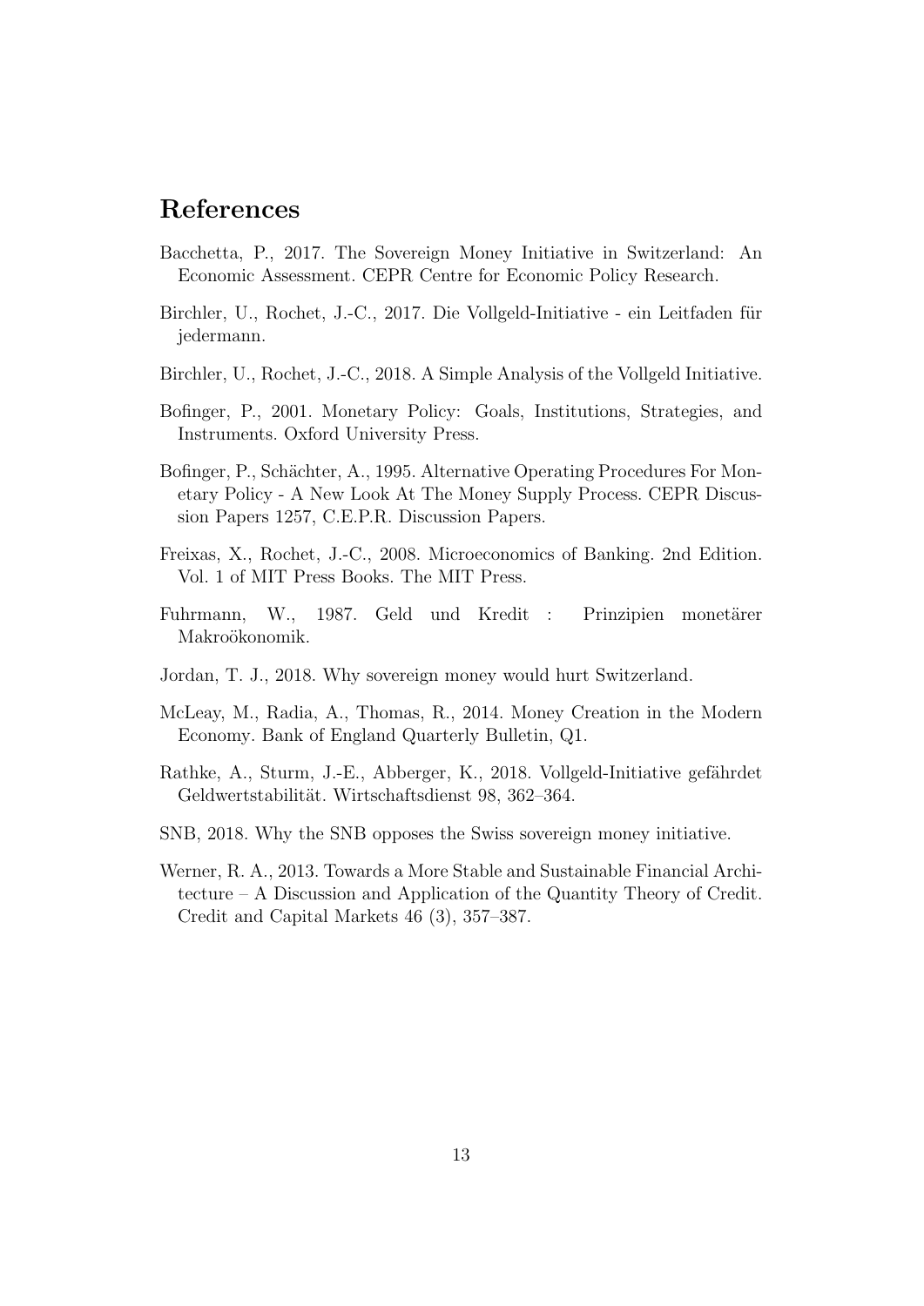# References

Bacchetta, P., 2017. The Sovereign Money Initiative in Switzerland: An Economic Assessment. CEPR Centre for Economic Policy Research.

Birchler, U., Rochet, J.-C., 2017. Die Vollgeld-Initiative - ein Leitfaden für jedermann.

Birchler, U., Rochet, J.-C., 2018. A Simple Analysis of the Vollgeld Initiative.

Bofinger, P., 2001. Monetary Policy: Goals, Institutions, Strategies, and Instruments. Oxford University Press.

Bofinger, P., Schächter, A., 1995. Alternative Operating Procedures For Monetary Policy - A New Look At The Money Supply Process. CEPR Discussion Papers 1257, C.E.P.R. Discussion Papers.

Freixas, X., Rochet, J.-C., 2008. Microeconomics of Banking. 2nd Edition. Vol. 1 of MIT Press Books. The MIT Press.

Fuhrmann, W., 1987. Geld und Kredit : Prinzipien monetärer Makroökonomik.

Jordan, T. J., 2018. Why sovereign money would hurt Switzerland.

McLeay, M., Radia, A., Thomas, R., 2014. Money Creation in the Modern Economy. Bank of England Quarterly Bulletin, Q1.

Rathke, A., Sturm, J.-E., Abberger, K., 2018. Vollgeld-Initiative gefährdet Geldwertstabilität. Wirtschaftsdienst 98, 362–364.

SNB, 2018. Why the SNB opposes the Swiss sovereign money initiative.

Werner, R. A., 2013. Towards a More Stable and Sustainable Financial Architecture – A Discussion and Application of the Quantity Theory of Credit. Credit and Capital Markets 46 (3), 357–387.